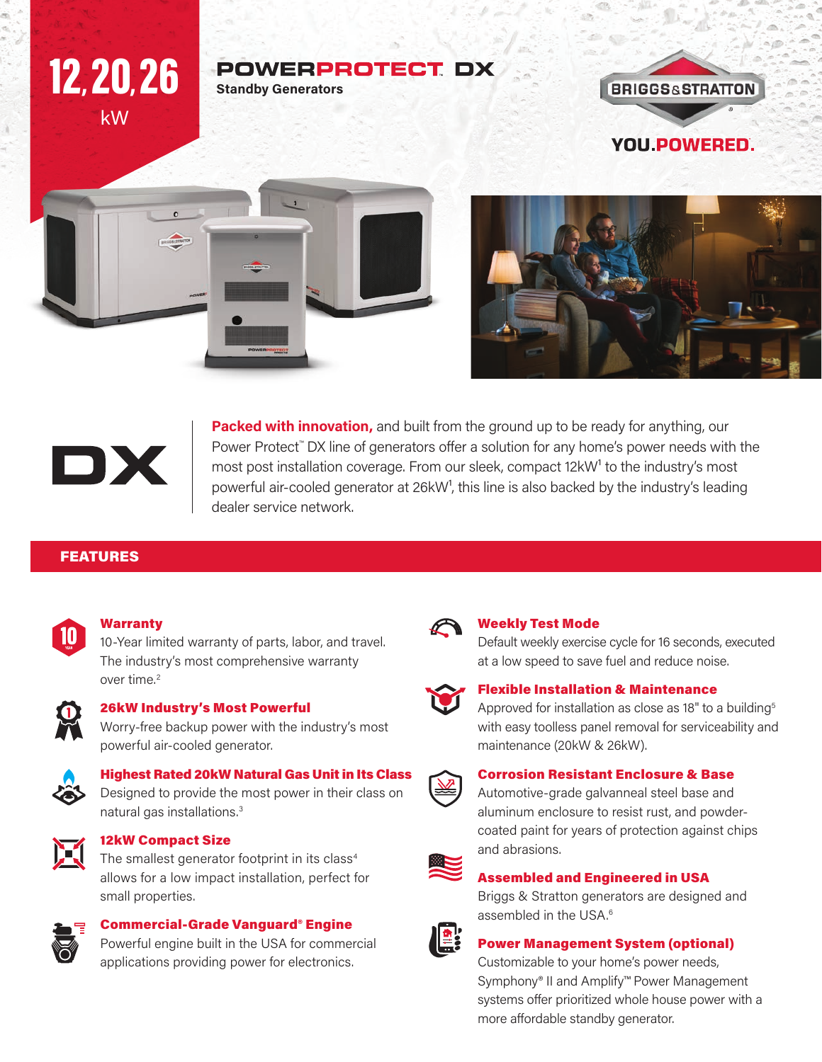# 12, 20, 26 kW

## POWERPROTECT DX

Standby Generators

BRIGGS & STRATTON

YOU.POWERED.

DX

**Packed with innovation,** and built from the ground up to be ready for anything, our Power Protect™ DX line of generators offer a solution for any home's power needs with the most post installation coverage. From our sleek, compact 12kW[1] to the industry's most powerful air-cooled generator at 26kW[1], this line is also backed by the industry's leading dealer service network.

## FEATURES

### Warranty

10-Year limited warranty of parts, labor, and travel. The industry's most comprehensive warranty over time.[2]

### 26kW Industry's Most Powerful

Worry-free backup power with the industry's most powerful air-cooled generator.

### Highest Rated 20kW Natural Gas Unit in Its Class

Designed to provide the most power in their class on natural gas installations.[3]

### 12kW Compact Size

The smallest generator footprint in its class[4] allows for a low impact installation, perfect for small properties.

### Commercial-Grade Vanguard® Engine

Powerful engine built in the USA for commercial applications providing power for electronics.

### Weekly Test Mode

Default weekly exercise cycle for 16 seconds, executed at a low speed to save fuel and reduce noise.

### Flexible Installation & Maintenance

Approved for installation as close as 18" to a building[5] with easy toolless panel removal for serviceability and maintenance (20kW & 26kW).

### Corrosion Resistant Enclosure & Base

Automotive-grade galvanneal steel base and aluminum enclosure to resist rust, and powder-coated paint for years of protection against chips and abrasions.

### Assembled and Engineered in USA

Briggs & Stratton generators are designed and assembled in the USA.[6]

### Power Management System (optional)

Customizable to your home's power needs, Symphony® II and Amplify™ Power Management systems offer prioritized whole house power with a more affordable standby generator.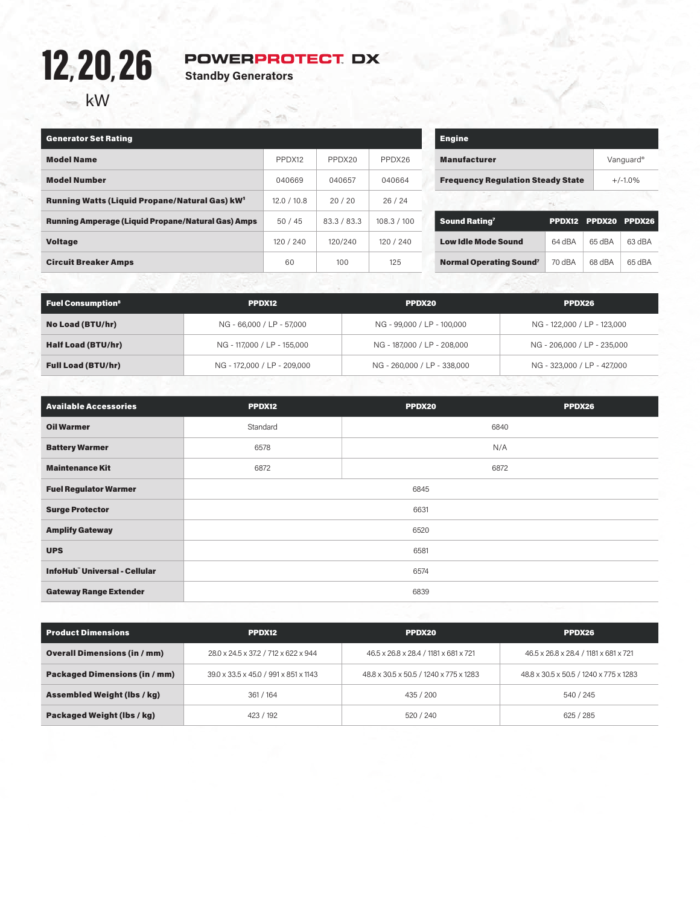# 12, 20, 26 kW

## POWERPROTECT DX

**Standby Generators**

| Generator Set Rating | | | |
|---|---|---|---|
| **Model Name** | PPDX12 | PPDX20 | PPDX26 |
| **Model Number** | 040669 | 040657 | 040664 |
| **Running Watts (Liquid Propane/Natural Gas) kW[1]** | 12.0 / 10.8 | 20 / 20 | 26 / 24 |
| **Running Amperage (Liquid Propane/Natural Gas) Amps** | 50 / 45 | 83.3 / 83.3 | 108.3 / 100 |
| **Voltage** | 120 / 240 | 120/240 | 120 / 240 |
| **Circuit Breaker Amps** | 60 | 100 | 125 |

| Engine | |
|---|---|
| **Manufacturer** | Vanguard® |
| **Frequency Regulation Steady State** | +/-1.0% |

| Sound Rating[7] | PPDX12 | PPDX20 | PPDX26 |
|---|---|---|---|
| **Low Idle Mode Sound** | 64 dBA | 65 dBA | 63 dBA |
| **Normal Operating Sound[7]** | 70 dBA | 68 dBA | 65 dBA |

| Fuel Consumption[8] | PPDX12 | PPDX20 | PPDX26 |
|---|---|---|---|
| **No Load (BTU/hr)** | NG - 66,000 / LP - 57,000 | NG - 99,000 / LP - 100,000 | NG - 122,000 / LP - 123,000 |
| **Half Load (BTU/hr)** | NG - 117,000 / LP - 155,000 | NG - 187,000 / LP - 208,000 | NG - 206,000 / LP - 235,000 |
| **Full Load (BTU/hr)** | NG - 172,000 / LP - 209,000 | NG - 260,000 / LP - 338,000 | NG - 323,000 / LP - 427,000 |

| Available Accessories | PPDX12 | PPDX20 | PPDX26 |
|---|---|---|---|
| **Oil Warmer** | Standard | 6840 | |
| **Battery Warmer** | 6578 | N/A | |
| **Maintenance Kit** | 6872 | 6872 | |
| **Fuel Regulator Warmer** | 6845 | | |
| **Surge Protector** | 6631 | | |
| **Amplify Gateway** | 6520 | | |
| **UPS** | 6581 | | |
| **InfoHub™ Universal - Cellular** | 6574 | | |
| **Gateway Range Extender** | 6839 | | |

| Product Dimensions | PPDX12 | PPDX20 | PPDX26 |
|---|---|---|---|
| **Overall Dimensions (in / mm)** | 28.0 x 24.5 x 37.2 / 712 x 622 x 944 | 46.5 x 26.8 x 28.4 / 1181 x 681 x 721 | 46.5 x 26.8 x 28.4 / 1181 x 681 x 721 |
| **Packaged Dimensions (in / mm)** | 39.0 x 33.5 x 45.0 / 991 x 851 x 1143 | 48.8 x 30.5 x 50.5 / 1240 x 775 x 1283 | 48.8 x 30.5 x 50.5 / 1240 x 775 x 1283 |
| **Assembled Weight (lbs / kg)** | 361 / 164 | 435 / 200 | 540 / 245 |
| **Packaged Weight (lbs / kg)** | 423 / 192 | 520 / 240 | 625 / 285 |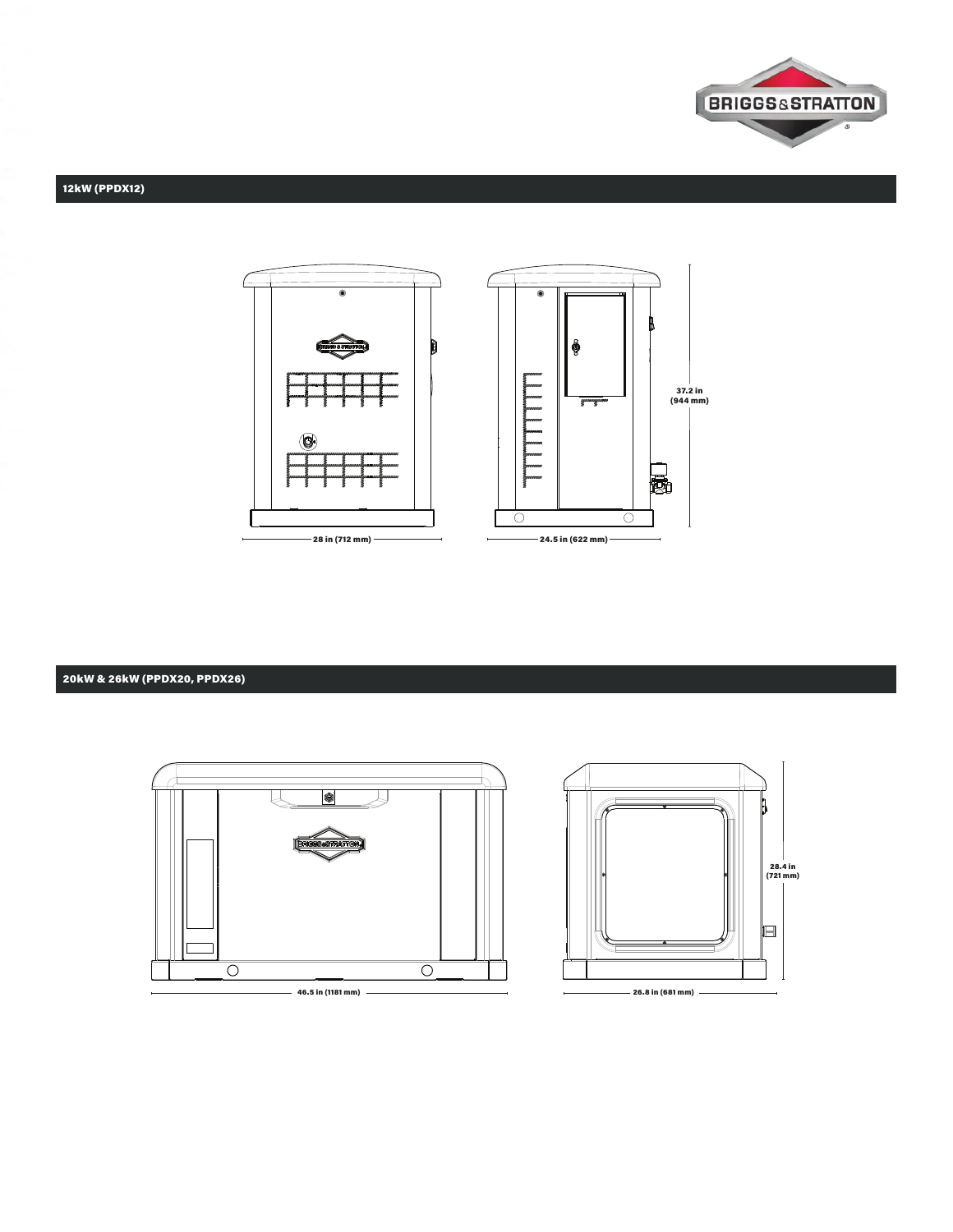## 12kW (PPDX12)

28 in (712 mm)

24.5 in (622 mm)

37.2 in (944 mm)

## 20kW & 26kW (PPDX20, PPDX26)

46.5 in (1181 mm)

26.8 in (681 mm)

28.4 in (721 mm)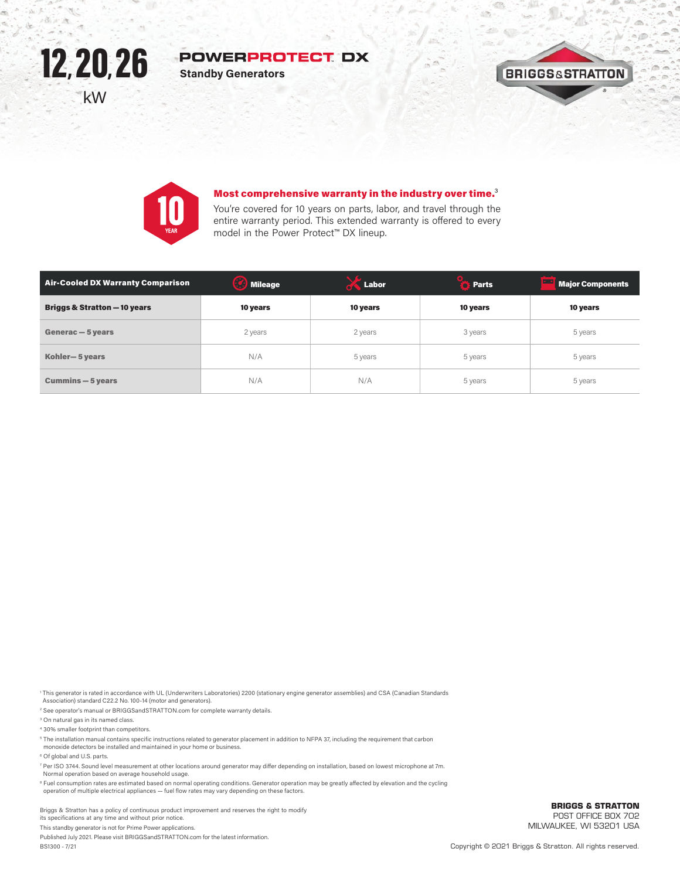# 12, 20, 26 kW

## POWERPROTECT DX

### Standby Generators

BRIGGS & STRATTON

10 YEAR

**Most comprehensive warranty in the industry over time.**[3]

You're covered for 10 years on parts, labor, and travel through the entire warranty period. This extended warranty is offered to every model in the Power Protect™ DX lineup.

| Air-Cooled DX Warranty Comparison | Mileage | Labor | Parts | Major Components |
|---|---|---|---|---|
| **Briggs & Stratton — 10 years** | **10 years** | **10 years** | **10 years** | **10 years** |
| **Generac — 5 years** | 2 years | 2 years | 3 years | 5 years |
| **Kohler— 5 years** | N/A | 5 years | 5 years | 5 years |
| **Cummins — 5 years** | N/A | N/A | 5 years | 5 years |

[1] This generator is rated in accordance with UL (Underwriters Laboratories) 2200 (stationary engine generator assemblies) and CSA (Canadian Standards Association) standard C22.2 No. 100-14 (motor and generators).

[2] See operator's manual or BRIGGSandSTRATTON.com for complete warranty details.

[3] On natural gas in its named class.

[4] 30% smaller footprint than competitors.

[5] The installation manual contains specific instructions related to generator placement in addition to NFPA 37, including the requirement that carbon monoxide detectors be installed and maintained in your home or business.

[6] Of global and U.S. parts.

[7] Per ISO 3744. Sound level measurement at other locations around generator may differ depending on installation, based on lowest microphone at 7m. Normal operation based on average household usage.

[8] Fuel consumption rates are estimated based on normal operating conditions. Generator operation may be greatly affected by elevation and the cycling operation of multiple electrical appliances — fuel flow rates may vary depending on these factors.

Briggs & Stratton has a policy of continuous product improvement and reserves the right to modify its specifications at any time and without prior notice.

This standby generator is not for Prime Power applications.

Published July 2021. Please visit BRIGGSandSTRATTON.com for the latest information.

BS1300 - 7/21

**BRIGGS & STRATTON**
POST OFFICE BOX 702
MILWAUKEE, WI 53201 USA

Copyright © 2021 Briggs & Stratton. All rights reserved.